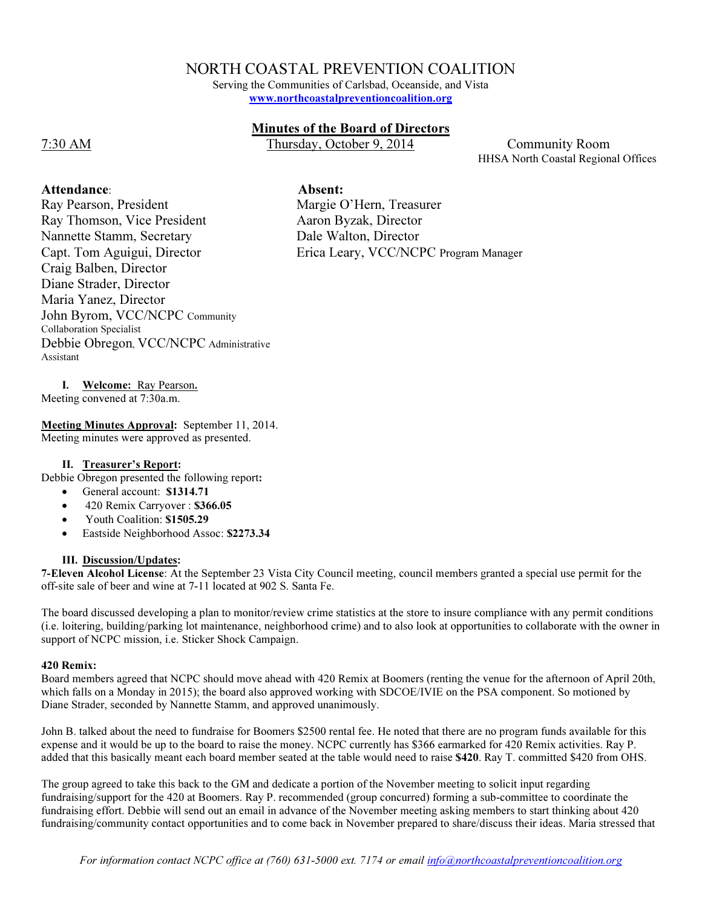# NORTH COASTAL PREVENTION COALITION

Serving the Communities of Carlsbad, Oceanside, and Vista
www.northcoastalpreventioncoalition.org

## Minutes of the Board of Directors

7:30 AM | Thursday, October 9, 2014 | Community Room, HHSA North Coastal Regional Offices

**Attendance:**
Ray Pearson, President
Ray Thomson, Vice President
Nannette Stamm, Secretary
Capt. Tom Aguigui, Director
Craig Balben, Director
Diane Strader, Director
Maria Yanez, Director
John Byrom, VCC/NCPC Community Collaboration Specialist
Debbie Obregon, VCC/NCPC Administrative Assistant

**Absent:**
Margie O'Hern, Treasurer
Aaron Byzak, Director
Dale Walton, Director
Erica Leary, VCC/NCPC Program Manager

### I. Welcome: Ray Pearson.

Meeting convened at 7:30a.m.

**Meeting Minutes Approval:** September 11, 2014.
Meeting minutes were approved as presented.

### II. Treasurer's Report:

Debbie Obregon presented the following report:

- General account: **$1314.71**
- 420 Remix Carryover : **$366.05**
- Youth Coalition: **$1505.29**
- Eastside Neighborhood Assoc: **$2273.34**

### III. Discussion/Updates:

**7-Eleven Alcohol License**: At the September 23 Vista City Council meeting, council members granted a special use permit for the off-site sale of beer and wine at 7-11 located at 902 S. Santa Fe.

The board discussed developing a plan to monitor/review crime statistics at the store to insure compliance with any permit conditions (i.e. loitering, building/parking lot maintenance, neighborhood crime) and to also look at opportunities to collaborate with the owner in support of NCPC mission, i.e. Sticker Shock Campaign.

**420 Remix:**
Board members agreed that NCPC should move ahead with 420 Remix at Boomers (renting the venue for the afternoon of April 20th, which falls on a Monday in 2015); the board also approved working with SDCOE/IVIE on the PSA component. So motioned by Diane Strader, seconded by Nannette Stamm, and approved unanimously.

John B. talked about the need to fundraise for Boomers $2500 rental fee. He noted that there are no program funds available for this expense and it would be up to the board to raise the money. NCPC currently has $366 earmarked for 420 Remix activities. Ray P. added that this basically meant each board member seated at the table would need to raise **$420**. Ray T. committed $420 from OHS.

The group agreed to take this back to the GM and dedicate a portion of the November meeting to solicit input regarding fundraising/support for the 420 at Boomers. Ray P. recommended (group concurred) forming a sub-committee to coordinate the fundraising effort. Debbie will send out an email in advance of the November meeting asking members to start thinking about 420 fundraising/community contact opportunities and to come back in November prepared to share/discuss their ideas. Maria stressed that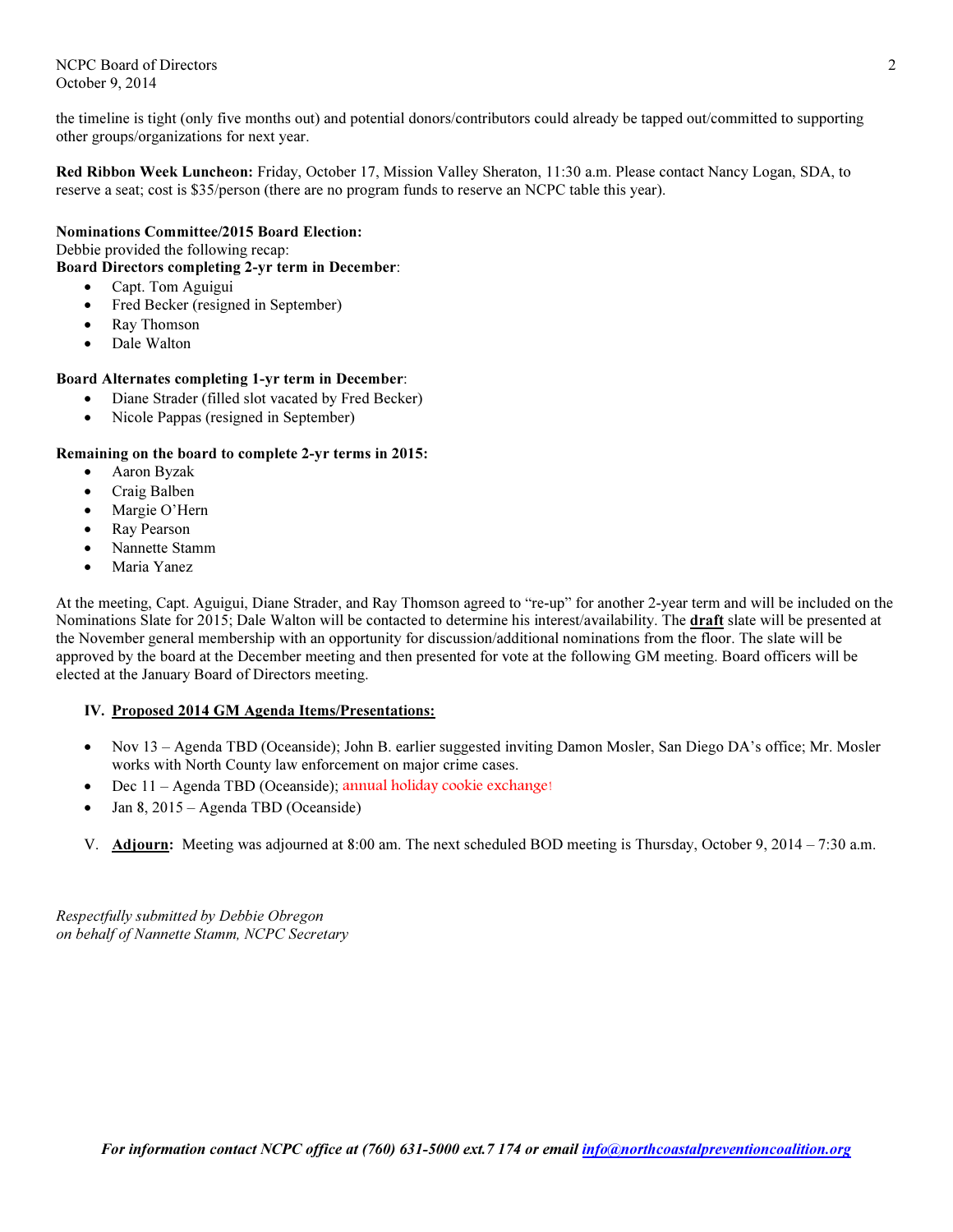the timeline is tight (only five months out) and potential donors/contributors could already be tapped out/committed to supporting other groups/organizations for next year.

**Red Ribbon Week Luncheon:** Friday, October 17, Mission Valley Sheraton, 11:30 a.m. Please contact Nancy Logan, SDA, to reserve a seat; cost is $35/person (there are no program funds to reserve an NCPC table this year).

**Nominations Committee/2015 Board Election:**
Debbie provided the following recap:
**Board Directors completing 2-yr term in December**:

- Capt. Tom Aguigui
- Fred Becker (resigned in September)
- Ray Thomson
- Dale Walton

**Board Alternates completing 1-yr term in December**:

- Diane Strader (filled slot vacated by Fred Becker)
- Nicole Pappas (resigned in September)

**Remaining on the board to complete 2-yr terms in 2015:**

- Aaron Byzak
- Craig Balben
- Margie O'Hern
- Ray Pearson
- Nannette Stamm
- Maria Yanez

At the meeting, Capt. Aguigui, Diane Strader, and Ray Thomson agreed to "re-up" for another 2-year term and will be included on the Nominations Slate for 2015; Dale Walton will be contacted to determine his interest/availability. The **draft** slate will be presented at the November general membership with an opportunity for discussion/additional nominations from the floor. The slate will be approved by the board at the December meeting and then presented for vote at the following GM meeting. Board officers will be elected at the January Board of Directors meeting.

## IV. Proposed 2014 GM Agenda Items/Presentations:

- Nov 13 – Agenda TBD (Oceanside); John B. earlier suggested inviting Damon Mosler, San Diego DA's office; Mr. Mosler works with North County law enforcement on major crime cases.
- Dec 11 – Agenda TBD (Oceanside); annual holiday cookie exchange!
- Jan 8, 2015 – Agenda TBD (Oceanside)

V. **Adjourn:** Meeting was adjourned at 8:00 am. The next scheduled BOD meeting is Thursday, October 9, 2014 – 7:30 a.m.

*Respectfully submitted by Debbie Obregon*
*on behalf of Nannette Stamm, NCPC Secretary*

***For information contact NCPC office at (760) 631-5000 ext.7 174 or email info@northcoastalpreventioncoalition.org***